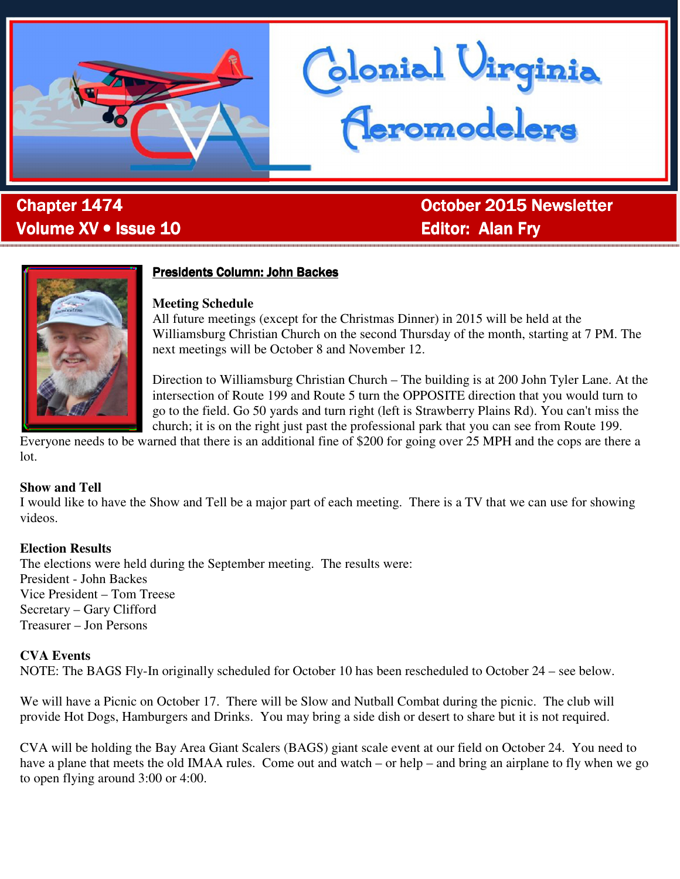# Colonial Virginia Aeromodelers

**Chapter 1474**
**Volume XV • Issue 10**

**October 2015 Newsletter**
**Editor: Alan Fry**

## Presidents Column: John Backes

### Meeting Schedule

All future meetings (except for the Christmas Dinner) in 2015 will be held at the Williamsburg Christian Church on the second Thursday of the month, starting at 7 PM. The next meetings will be October 8 and November 12.

Direction to Williamsburg Christian Church – The building is at 200 John Tyler Lane. At the intersection of Route 199 and Route 5 turn the OPPOSITE direction that you would turn to go to the field. Go 50 yards and turn right (left is Strawberry Plains Rd). You can't miss the church; it is on the right just past the professional park that you can see from Route 199. Everyone needs to be warned that there is an additional fine of $200 for going over 25 MPH and the cops are there a lot.

### Show and Tell

I would like to have the Show and Tell be a major part of each meeting. There is a TV that we can use for showing videos.

### Election Results

The elections were held during the September meeting. The results were:
President - John Backes
Vice President – Tom Treese
Secretary – Gary Clifford
Treasurer – Jon Persons

### CVA Events

NOTE: The BAGS Fly-In originally scheduled for October 10 has been rescheduled to October 24 – see below.

We will have a Picnic on October 17. There will be Slow and Nutball Combat during the picnic. The club will provide Hot Dogs, Hamburgers and Drinks. You may bring a side dish or desert to share but it is not required.

CVA will be holding the Bay Area Giant Scalers (BAGS) giant scale event at our field on October 24. You need to have a plane that meets the old IMAA rules. Come out and watch – or help – and bring an airplane to fly when we go to open flying around 3:00 or 4:00.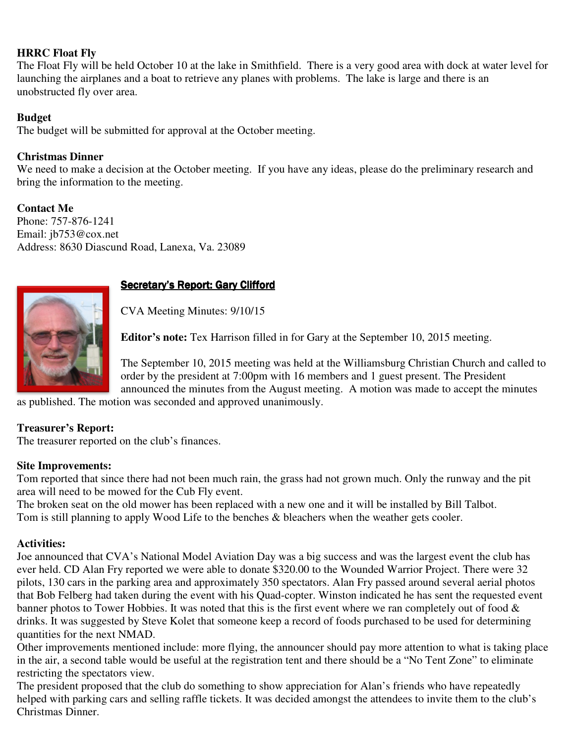**HRRC Float Fly**

The Float Fly will be held October 10 at the lake in Smithfield. There is a very good area with dock at water level for launching the airplanes and a boat to retrieve any planes with problems. The lake is large and there is an unobstructed fly over area.

**Budget**

The budget will be submitted for approval at the October meeting.

**Christmas Dinner**

We need to make a decision at the October meeting. If you have any ideas, please do the preliminary research and bring the information to the meeting.

**Contact Me**

Phone: 757-876-1241
Email: jb753@cox.net
Address: 8630 Diascund Road, Lanexa, Va. 23089

## Secretary's Report: Gary Clifford

CVA Meeting Minutes: 9/10/15

**Editor's note:** Tex Harrison filled in for Gary at the September 10, 2015 meeting.

The September 10, 2015 meeting was held at the Williamsburg Christian Church and called to order by the president at 7:00pm with 16 members and 1 guest present. The President announced the minutes from the August meeting. A motion was made to accept the minutes as published. The motion was seconded and approved unanimously.

**Treasurer's Report:**

The treasurer reported on the club's finances.

**Site Improvements:**

Tom reported that since there had not been much rain, the grass had not grown much. Only the runway and the pit area will need to be mowed for the Cub Fly event.

The broken seat on the old mower has been replaced with a new one and it will be installed by Bill Talbot.

Tom is still planning to apply Wood Life to the benches & bleachers when the weather gets cooler.

**Activities:**

Joe announced that CVA's National Model Aviation Day was a big success and was the largest event the club has ever held. CD Alan Fry reported we were able to donate $320.00 to the Wounded Warrior Project. There were 32 pilots, 130 cars in the parking area and approximately 350 spectators. Alan Fry passed around several aerial photos that Bob Felberg had taken during the event with his Quad-copter. Winston indicated he has sent the requested event banner photos to Tower Hobbies. It was noted that this is the first event where we ran completely out of food & drinks. It was suggested by Steve Kolet that someone keep a record of foods purchased to be used for determining quantities for the next NMAD.

Other improvements mentioned include: more flying, the announcer should pay more attention to what is taking place in the air, a second table would be useful at the registration tent and there should be a "No Tent Zone" to eliminate restricting the spectators view.

The president proposed that the club do something to show appreciation for Alan's friends who have repeatedly helped with parking cars and selling raffle tickets. It was decided amongst the attendees to invite them to the club's Christmas Dinner.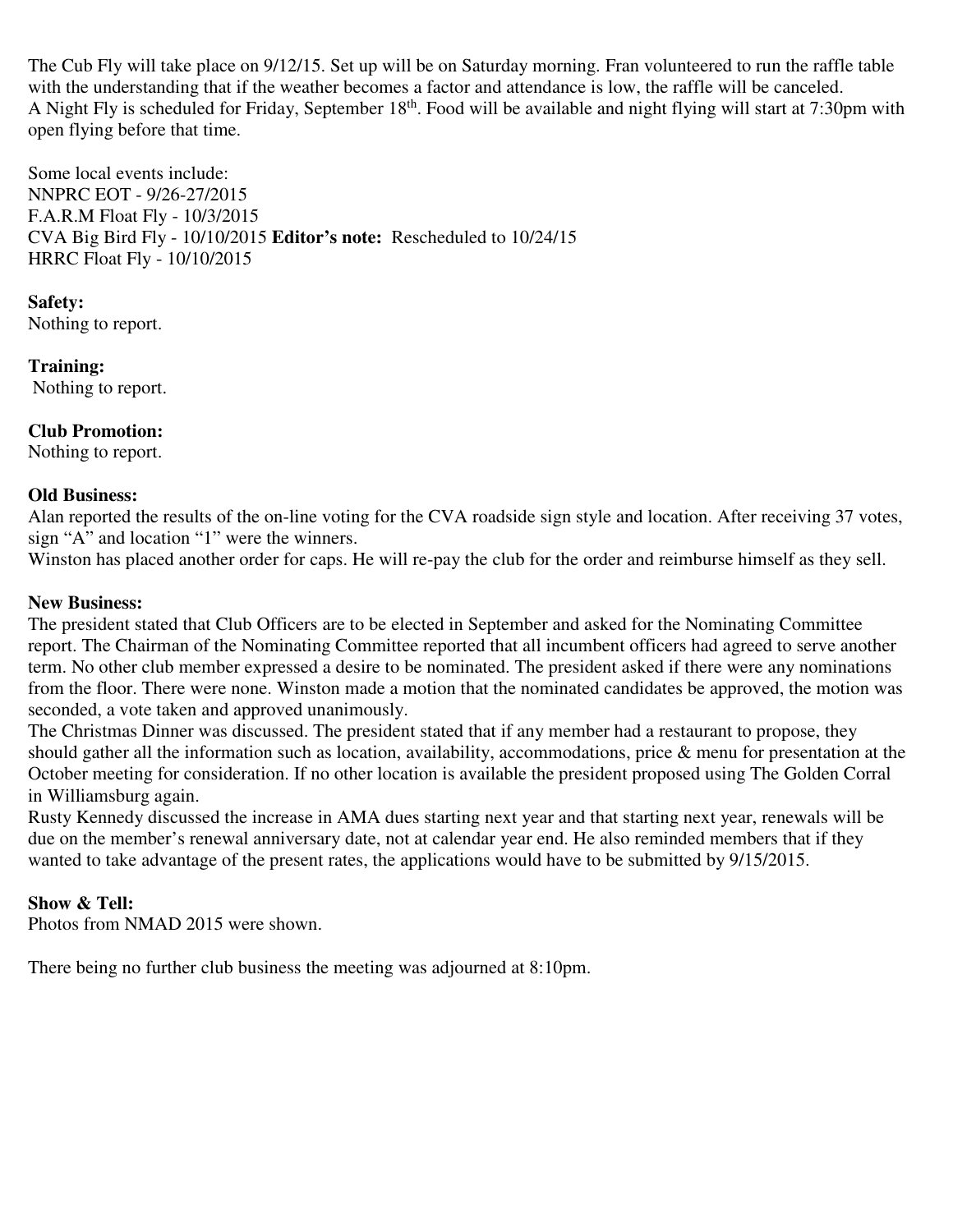The Cub Fly will take place on 9/12/15. Set up will be on Saturday morning. Fran volunteered to run the raffle table with the understanding that if the weather becomes a factor and attendance is low, the raffle will be canceled.
A Night Fly is scheduled for Friday, September 18th. Food will be available and night flying will start at 7:30pm with open flying before that time.

Some local events include:
NNPRC EOT - 9/26-27/2015
F.A.R.M Float Fly - 10/3/2015
CVA Big Bird Fly - 10/10/2015 **Editor's note:** Rescheduled to 10/24/15
HRRC Float Fly - 10/10/2015

**Safety:**
Nothing to report.

**Training:**
Nothing to report.

**Club Promotion:**
Nothing to report.

**Old Business:**
Alan reported the results of the on-line voting for the CVA roadside sign style and location. After receiving 37 votes, sign "A" and location "1" were the winners.
Winston has placed another order for caps. He will re-pay the club for the order and reimburse himself as they sell.

**New Business:**
The president stated that Club Officers are to be elected in September and asked for the Nominating Committee report. The Chairman of the Nominating Committee reported that all incumbent officers had agreed to serve another term. No other club member expressed a desire to be nominated. The president asked if there were any nominations from the floor. There were none. Winston made a motion that the nominated candidates be approved, the motion was seconded, a vote taken and approved unanimously.
The Christmas Dinner was discussed. The president stated that if any member had a restaurant to propose, they should gather all the information such as location, availability, accommodations, price & menu for presentation at the October meeting for consideration. If no other location is available the president proposed using The Golden Corral in Williamsburg again.
Rusty Kennedy discussed the increase in AMA dues starting next year and that starting next year, renewals will be due on the member's renewal anniversary date, not at calendar year end. He also reminded members that if they wanted to take advantage of the present rates, the applications would have to be submitted by 9/15/2015.

**Show & Tell:**
Photos from NMAD 2015 were shown.

There being no further club business the meeting was adjourned at 8:10pm.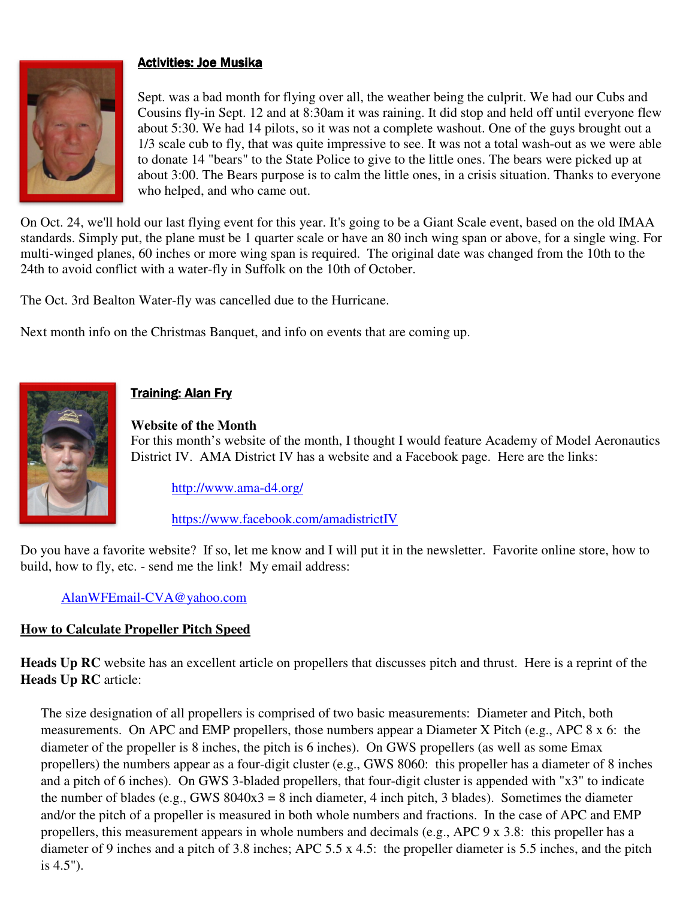## Activities: Joe Musika

Sept. was a bad month for flying over all, the weather being the culprit. We had our Cubs and Cousins fly-in Sept. 12 and at 8:30am it was raining. It did stop and held off until everyone flew about 5:30. We had 14 pilots, so it was not a complete washout. One of the guys brought out a 1/3 scale cub to fly, that was quite impressive to see. It was not a total wash-out as we were able to donate 14 "bears" to the State Police to give to the little ones. The bears were picked up at about 3:00. The Bears purpose is to calm the little ones, in a crisis situation. Thanks to everyone who helped, and who came out.

On Oct. 24, we'll hold our last flying event for this year. It's going to be a Giant Scale event, based on the old IMAA standards. Simply put, the plane must be 1 quarter scale or have an 80 inch wing span or above, for a single wing. For multi-winged planes, 60 inches or more wing span is required. The original date was changed from the 10th to the 24th to avoid conflict with a water-fly in Suffolk on the 10th of October.

The Oct. 3rd Bealton Water-fly was cancelled due to the Hurricane.

Next month info on the Christmas Banquet, and info on events that are coming up.

## Training: Alan Fry

**Website of the Month**

For this month's website of the month, I thought I would feature Academy of Model Aeronautics District IV. AMA District IV has a website and a Facebook page. Here are the links:

http://www.ama-d4.org/

https://www.facebook.com/amadistrictIV

Do you have a favorite website? If so, let me know and I will put it in the newsletter. Favorite online store, how to build, how to fly, etc. - send me the link! My email address:

AlanWFEmail-CVA@yahoo.com

**How to Calculate Propeller Pitch Speed**

**Heads Up RC** website has an excellent article on propellers that discusses pitch and thrust. Here is a reprint of the **Heads Up RC** article:

> The size designation of all propellers is comprised of two basic measurements: Diameter and Pitch, both measurements. On APC and EMP propellers, those numbers appear a Diameter X Pitch (e.g., APC 8 x 6: the diameter of the propeller is 8 inches, the pitch is 6 inches). On GWS propellers (as well as some Emax propellers) the numbers appear as a four-digit cluster (e.g., GWS 8060: this propeller has a diameter of 8 inches and a pitch of 6 inches). On GWS 3-bladed propellers, that four-digit cluster is appended with "x3" to indicate the number of blades (e.g., GWS 8040x3 = 8 inch diameter, 4 inch pitch, 3 blades). Sometimes the diameter and/or the pitch of a propeller is measured in both whole numbers and fractions. In the case of APC and EMP propellers, this measurement appears in whole numbers and decimals (e.g., APC 9 x 3.8: this propeller has a diameter of 9 inches and a pitch of 3.8 inches; APC 5.5 x 4.5: the propeller diameter is 5.5 inches, and the pitch is 4.5").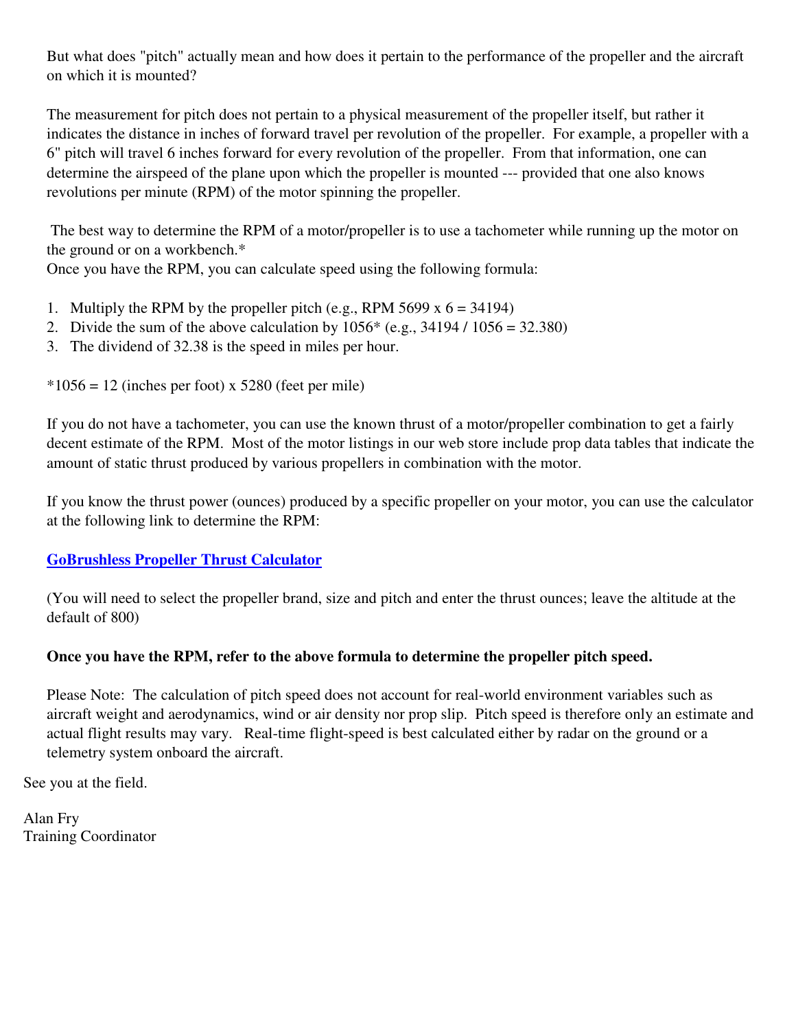But what does "pitch" actually mean and how does it pertain to the performance of the propeller and the aircraft on which it is mounted?

The measurement for pitch does not pertain to a physical measurement of the propeller itself, but rather it indicates the distance in inches of forward travel per revolution of the propeller. For example, a propeller with a 6" pitch will travel 6 inches forward for every revolution of the propeller. From that information, one can determine the airspeed of the plane upon which the propeller is mounted --- provided that one also knows revolutions per minute (RPM) of the motor spinning the propeller.

The best way to determine the RPM of a motor/propeller is to use a tachometer while running up the motor on the ground or on a workbench.*
Once you have the RPM, you can calculate speed using the following formula:

1. Multiply the RPM by the propeller pitch (e.g., RPM 5699 x 6 = 34194)
2. Divide the sum of the above calculation by 1056* (e.g., 34194 / 1056 = 32.380)
3. The dividend of 32.38 is the speed in miles per hour.

*1056 = 12 (inches per foot) x 5280 (feet per mile)

If you do not have a tachometer, you can use the known thrust of a motor/propeller combination to get a fairly decent estimate of the RPM. Most of the motor listings in our web store include prop data tables that indicate the amount of static thrust produced by various propellers in combination with the motor.

If you know the thrust power (ounces) produced by a specific propeller on your motor, you can use the calculator at the following link to determine the RPM:

[GoBrushless Propeller Thrust Calculator]()

(You will need to select the propeller brand, size and pitch and enter the thrust ounces; leave the altitude at the default of 800)

**Once you have the RPM, refer to the above formula to determine the propeller pitch speed.**

Please Note: The calculation of pitch speed does not account for real-world environment variables such as aircraft weight and aerodynamics, wind or air density nor prop slip. Pitch speed is therefore only an estimate and actual flight results may vary. Real-time flight-speed is best calculated either by radar on the ground or a telemetry system onboard the aircraft.

See you at the field.

Alan Fry
Training Coordinator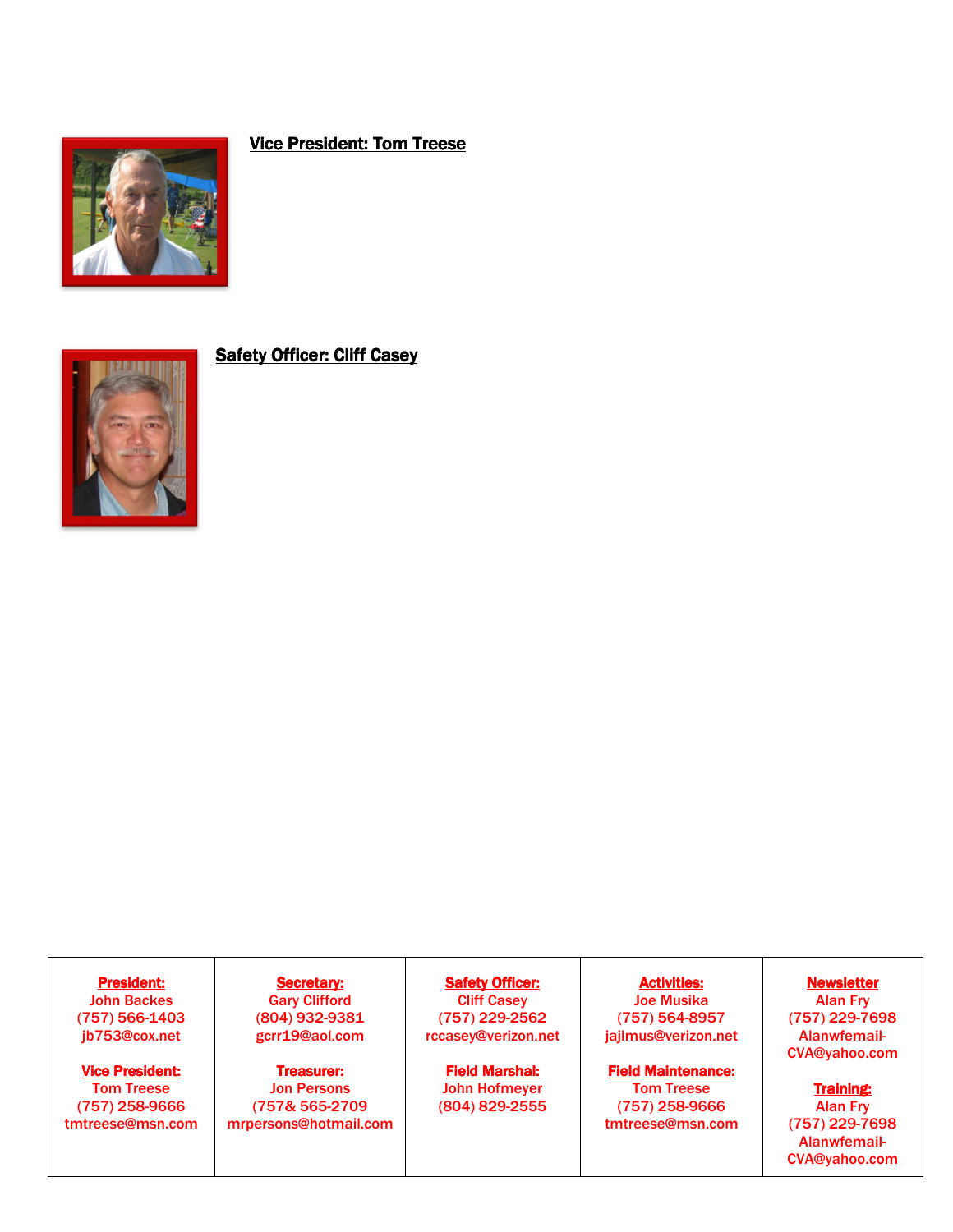**Vice President: Tom Treese**

**Safety Officer: Cliff Casey**

| | | | | |
|---|---|---|---|---|
| **President:**<br>John Backes<br>(757) 566-1403<br>jb753@cox.net<br><br>**Vice President:**<br>Tom Treese<br>(757) 258-9666<br>tmtreese@msn.com | **Secretary:**<br>Gary Clifford<br>(804) 932-9381<br>gcrr19@aol.com<br><br>**Treasurer:**<br>Jon Persons<br>(757& 565-2709<br>mrpersons@hotmail.com | **Safety Officer:**<br>Cliff Casey<br>(757) 229-2562<br>rccasey@verizon.net<br><br>**Field Marshal:**<br>John Hofmeyer<br>(804) 829-2555 | **Activities:**<br>Joe Musika<br>(757) 564-8957<br>jajlmus@verizon.net<br><br>**Field Maintenance:**<br>Tom Treese<br>(757) 258-9666<br>tmtreese@msn.com | **Newsletter**<br>Alan Fry<br>(757) 229-7698<br>Alanwfemail-CVA@yahoo.com<br><br>**Training:**<br>Alan Fry<br>(757) 229-7698<br>Alanwfemail-CVA@yahoo.com |